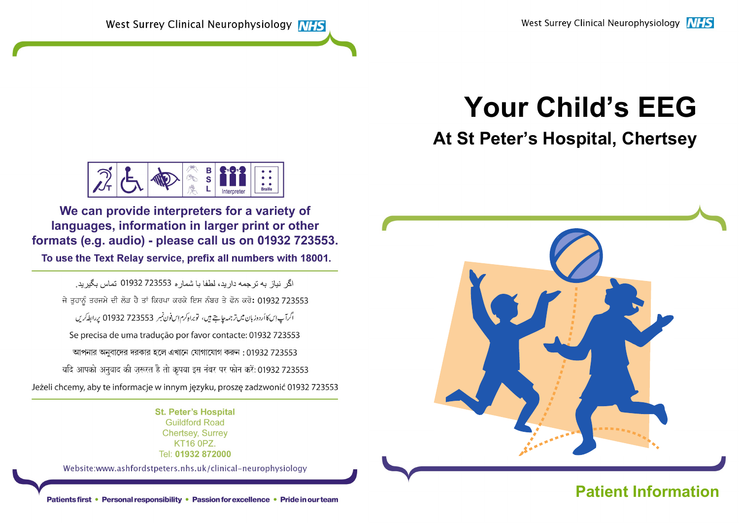West Surrey Clinical Neurophysiology

**We can provide interpreters for a variety of languages, information in larger print or other formats (e.g. audio) - please call us on 01932 723553.**

**To use the Text Relay service, prefix all numbers with 18001.**

اگر نیاز به ترجمه دارید، لطفا با شماره 01932 723553 تماس بگیرید.

ਜੇ ਤੁਹਾਨੂੰ ਤਰਜਮੇ ਦੀ ਲੋੜ ਹੈ ਤਾਂ ਕਿਰਪਾ ਕਰਕੇ ਇਸ ਨੰਬਰ ਤੇ ਫੋਨ ਕਰੋ: 01932 723553

اگرآپ اس کا اُردو زبان میں ترجمہ چاہتے ہیں، تو براہ کرم اس فون نمبر 01932 723553 پر رابطہ کریں

Se precisa de uma tradução por favor contacte: 01932 723553

আপনার অনুবাদের দরকার হলে এখানে যোগাযোগ করুন : 01932 723553

यदि आपको अनुवाद की ज़रूरत है तो कृपया इस नंबर पर फोन करें: 01932 723553

Jeżeli chcemy, aby te informacje w innym języku, proszę zadzwonić 01932 723553

**St. Peter's Hospital**
Guildford Road
Chertsey, Surrey
KT16 0PZ.
Tel: **01932 872000**

Website:www.ashfordstpeters.nhs.uk/clinical-neurophysiology

**Patients first • Personal responsibility • Passion for excellence • Pride in our team**

# Your Child's EEG

## At St Peter's Hospital, Chertsey

**Patient Information**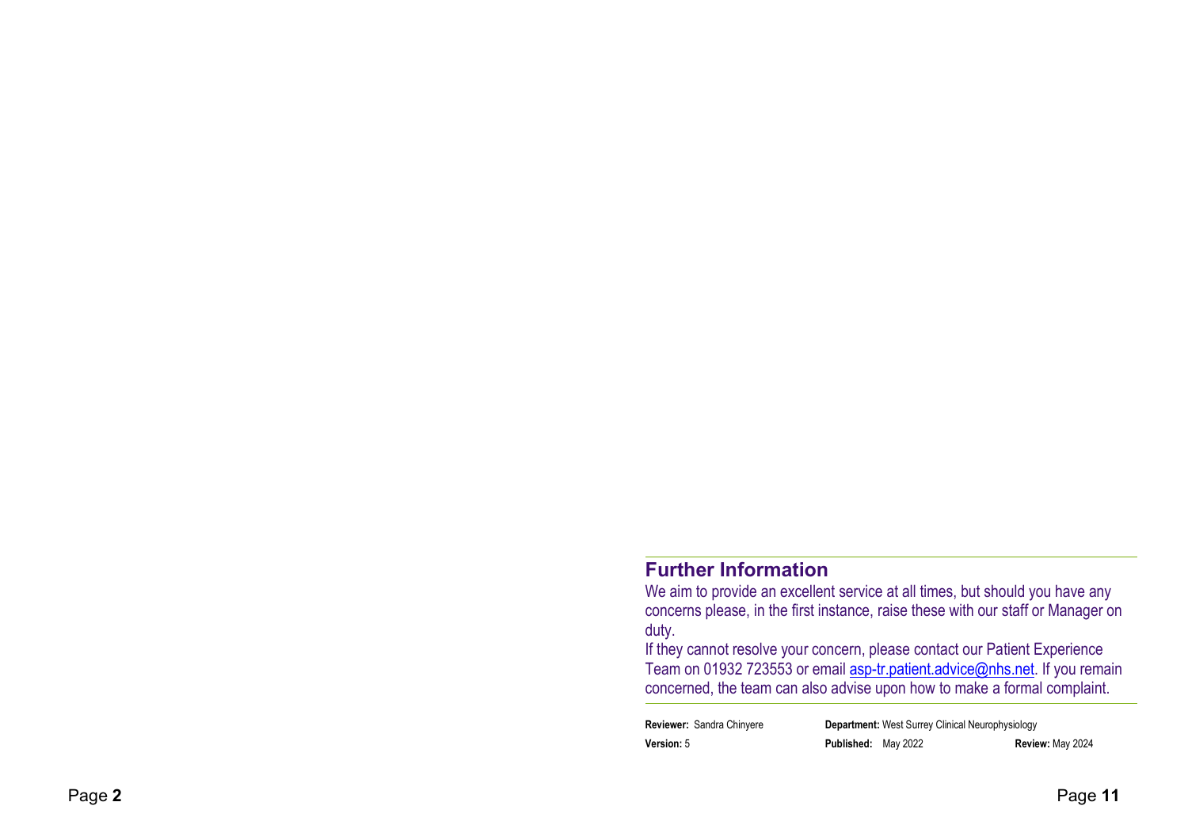## Further Information

We aim to provide an excellent service at all times, but should you have any concerns please, in the first instance, raise these with our staff or Manager on duty.

If they cannot resolve your concern, please contact our Patient Experience Team on 01932 723553 or email asp-tr.patient.advice@nhs.net. If you remain concerned, the team can also advise upon how to make a formal complaint.

**Reviewer:** Sandra Chinyere **Department:** West Surrey Clinical Neurophysiology

**Version:** 5 **Published:** May 2022 **Review:** May 2024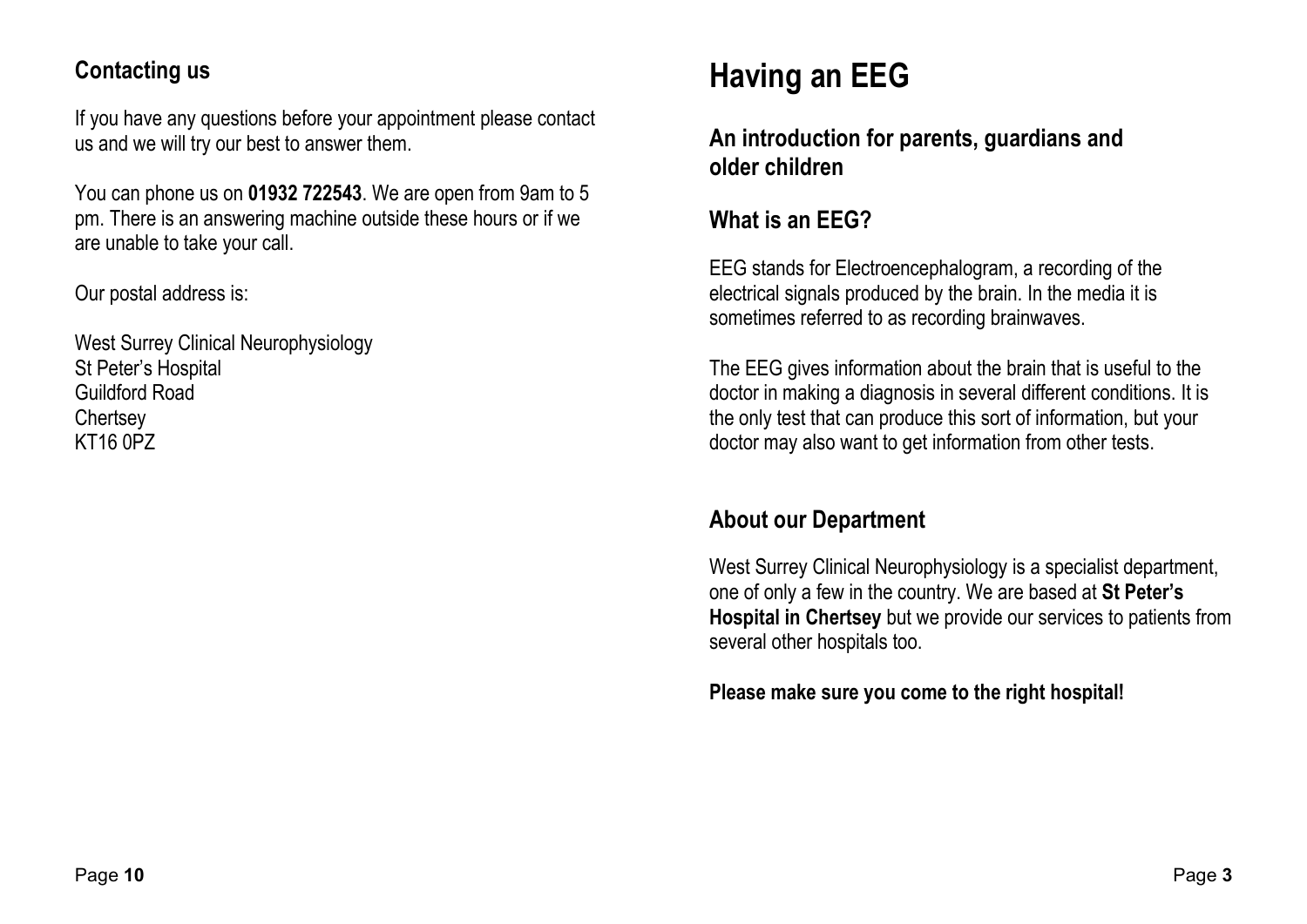## Contacting us

If you have any questions before your appointment please contact us and we will try our best to answer them.

You can phone us on **01932 722543**. We are open from 9am to 5 pm. There is an answering machine outside these hours or if we are unable to take your call.

Our postal address is:

West Surrey Clinical Neurophysiology
St Peter's Hospital
Guildford Road
Chertsey
KT16 0PZ

# Having an EEG

## An introduction for parents, guardians and older children

## What is an EEG?

EEG stands for Electroencephalogram, a recording of the electrical signals produced by the brain. In the media it is sometimes referred to as recording brainwaves.

The EEG gives information about the brain that is useful to the doctor in making a diagnosis in several different conditions. It is the only test that can produce this sort of information, but your doctor may also want to get information from other tests.

## About our Department

West Surrey Clinical Neurophysiology is a specialist department, one of only a few in the country. We are based at **St Peter's Hospital in Chertsey** but we provide our services to patients from several other hospitals too.

**Please make sure you come to the right hospital!**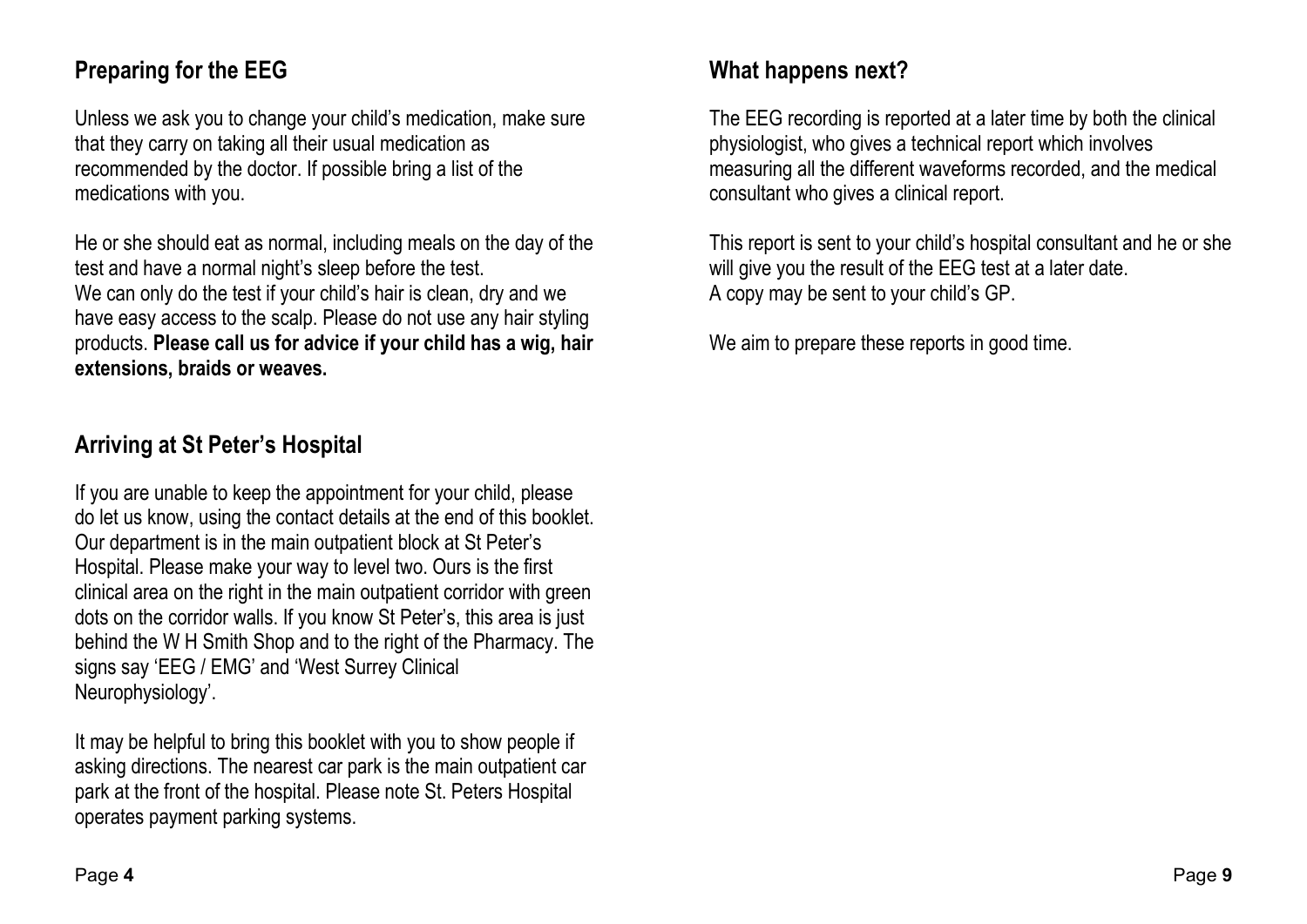## Preparing for the EEG

Unless we ask you to change your child's medication, make sure that they carry on taking all their usual medication as recommended by the doctor. If possible bring a list of the medications with you.

He or she should eat as normal, including meals on the day of the test and have a normal night's sleep before the test.
We can only do the test if your child's hair is clean, dry and we have easy access to the scalp. Please do not use any hair styling products. **Please call us for advice if your child has a wig, hair extensions, braids or weaves.**

## Arriving at St Peter's Hospital

If you are unable to keep the appointment for your child, please do let us know, using the contact details at the end of this booklet. Our department is in the main outpatient block at St Peter's Hospital. Please make your way to level two. Ours is the first clinical area on the right in the main outpatient corridor with green dots on the corridor walls. If you know St Peter's, this area is just behind the W H Smith Shop and to the right of the Pharmacy. The signs say 'EEG / EMG' and 'West Surrey Clinical Neurophysiology'.

It may be helpful to bring this booklet with you to show people if asking directions. The nearest car park is the main outpatient car park at the front of the hospital. Please note St. Peters Hospital operates payment parking systems.

## What happens next?

The EEG recording is reported at a later time by both the clinical physiologist, who gives a technical report which involves measuring all the different waveforms recorded, and the medical consultant who gives a clinical report.

This report is sent to your child's hospital consultant and he or she will give you the result of the EEG test at a later date.
A copy may be sent to your child's GP.

We aim to prepare these reports in good time.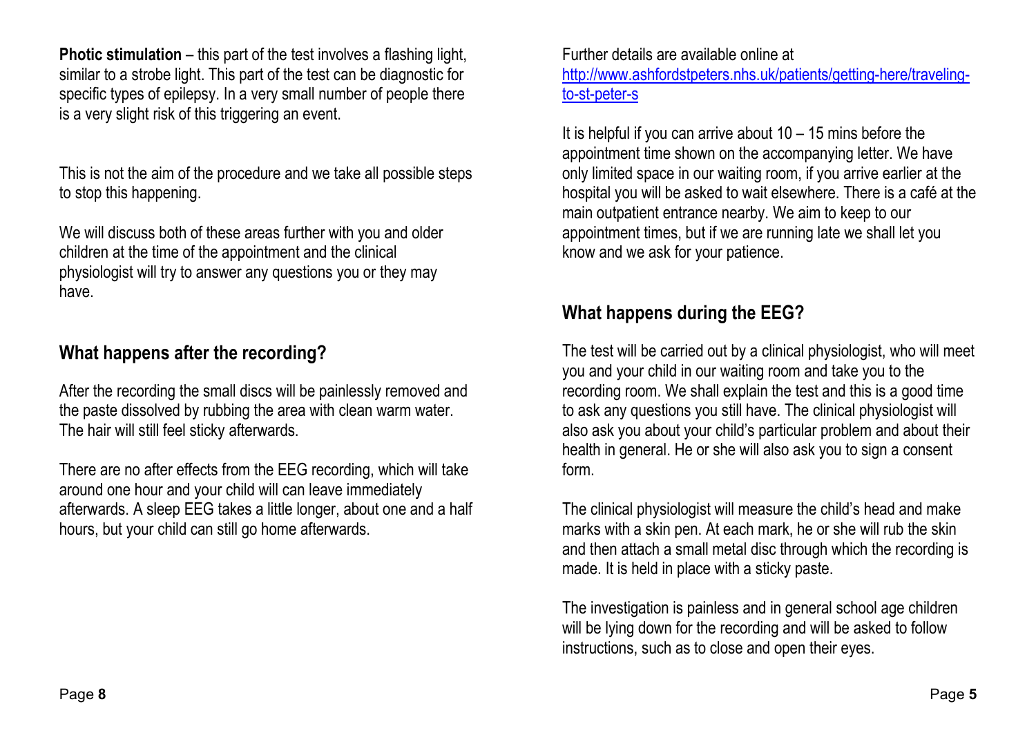**Photic stimulation** – this part of the test involves a flashing light, similar to a strobe light. This part of the test can be diagnostic for specific types of epilepsy. In a very small number of people there is a very slight risk of this triggering an event.

This is not the aim of the procedure and we take all possible steps to stop this happening.

We will discuss both of these areas further with you and older children at the time of the appointment and the clinical physiologist will try to answer any questions you or they may have.

## What happens after the recording?

After the recording the small discs will be painlessly removed and the paste dissolved by rubbing the area with clean warm water. The hair will still feel sticky afterwards.

There are no after effects from the EEG recording, which will take around one hour and your child will can leave immediately afterwards. A sleep EEG takes a little longer, about one and a half hours, but your child can still go home afterwards.

Further details are available online at [http://www.ashfordstpeters.nhs.uk/patients/getting-here/traveling-to-st-peter-s](http://www.ashfordstpeters.nhs.uk/patients/getting-here/traveling-to-st-peter-s)

It is helpful if you can arrive about 10 – 15 mins before the appointment time shown on the accompanying letter. We have only limited space in our waiting room, if you arrive earlier at the hospital you will be asked to wait elsewhere. There is a café at the main outpatient entrance nearby. We aim to keep to our appointment times, but if we are running late we shall let you know and we ask for your patience.

## What happens during the EEG?

The test will be carried out by a clinical physiologist, who will meet you and your child in our waiting room and take you to the recording room. We shall explain the test and this is a good time to ask any questions you still have. The clinical physiologist will also ask you about your child's particular problem and about their health in general. He or she will also ask you to sign a consent form.

The clinical physiologist will measure the child's head and make marks with a skin pen. At each mark, he or she will rub the skin and then attach a small metal disc through which the recording is made. It is held in place with a sticky paste.

The investigation is painless and in general school age children will be lying down for the recording and will be asked to follow instructions, such as to close and open their eyes.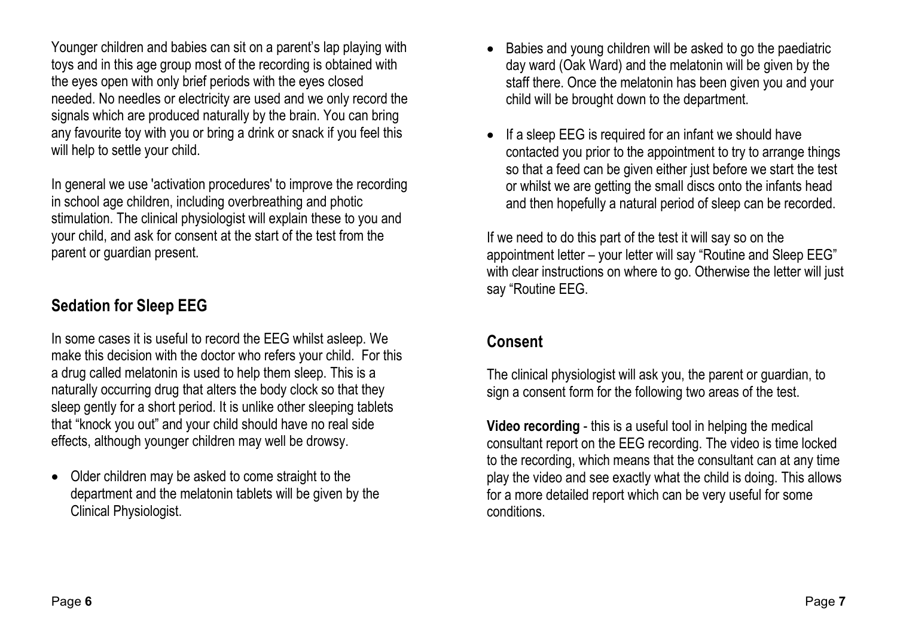Younger children and babies can sit on a parent's lap playing with toys and in this age group most of the recording is obtained with the eyes open with only brief periods with the eyes closed needed. No needles or electricity are used and we only record the signals which are produced naturally by the brain. You can bring any favourite toy with you or bring a drink or snack if you feel this will help to settle your child.

In general we use 'activation procedures' to improve the recording in school age children, including overbreathing and photic stimulation. The clinical physiologist will explain these to you and your child, and ask for consent at the start of the test from the parent or guardian present.

## Sedation for Sleep EEG

In some cases it is useful to record the EEG whilst asleep. We make this decision with the doctor who refers your child. For this a drug called melatonin is used to help them sleep. This is a naturally occurring drug that alters the body clock so that they sleep gently for a short period. It is unlike other sleeping tablets that "knock you out" and your child should have no real side effects, although younger children may well be drowsy.

- Older children may be asked to come straight to the department and the melatonin tablets will be given by the Clinical Physiologist.
- Babies and young children will be asked to go the paediatric day ward (Oak Ward) and the melatonin will be given by the staff there. Once the melatonin has been given you and your child will be brought down to the department.
- If a sleep EEG is required for an infant we should have contacted you prior to the appointment to try to arrange things so that a feed can be given either just before we start the test or whilst we are getting the small discs onto the infants head and then hopefully a natural period of sleep can be recorded.

If we need to do this part of the test it will say so on the appointment letter – your letter will say "Routine and Sleep EEG" with clear instructions on where to go. Otherwise the letter will just say "Routine EEG.

## Consent

The clinical physiologist will ask you, the parent or guardian, to sign a consent form for the following two areas of the test.

**Video recording** - this is a useful tool in helping the medical consultant report on the EEG recording. The video is time locked to the recording, which means that the consultant can at any time play the video and see exactly what the child is doing. This allows for a more detailed report which can be very useful for some conditions.